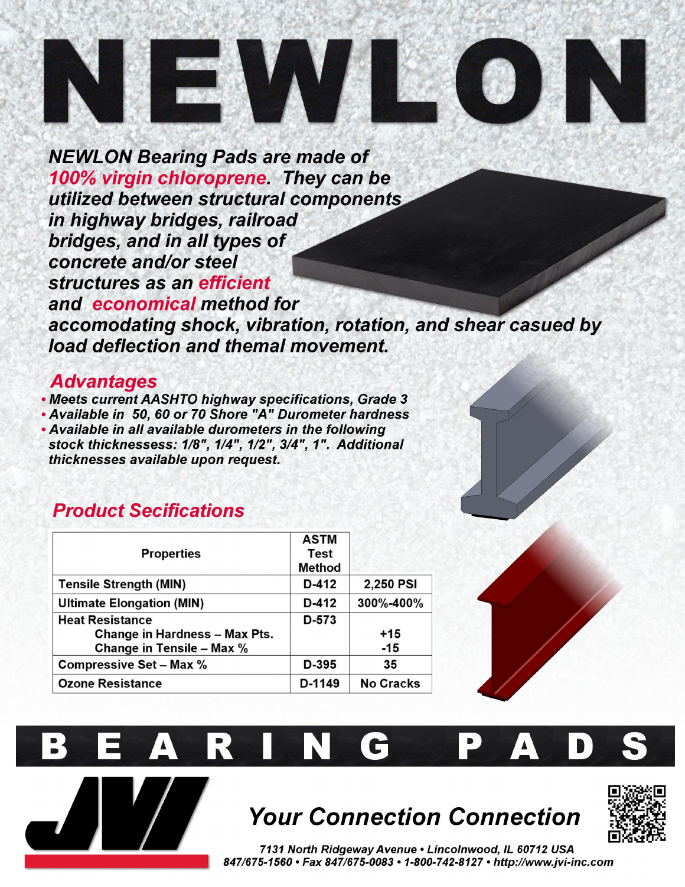# NEWLON

***NEWLON Bearing Pads are made of 100% virgin chloroprene. They can be utilized between structural components in highway bridges, railroad bridges, and in all types of concrete and/or steel structures as an efficient and economical method for accomodating shock, vibration, rotation, and shear casued by load deflection and themal movement.***

## Advantages

- *Meets current AASHTO highway specifications, Grade 3*
- *Available in 50, 60 or 70 Shore "A" Durometer hardness*
- *Available in all available durometers in the following stock thicknessess: 1/8", 1/4", 1/2", 3/4", 1". Additional thicknesses available upon request.*

## Product Secifications

| Properties | ASTM Test Method | |
|---|---|---|
| Tensile Strength (MIN) | D-412 | 2,250 PSI |
| Ultimate Elongation (MIN) | D-412 | 300%-400% |
| Heat Resistance<br>Change in Hardness – Max Pts.<br>Change in Tensile – Max % | D-573 | <br>+15<br>-15 |
| Compressive Set – Max % | D-395 | 35 |
| Ozone Resistance | D-1149 | No Cracks |

# BEARING PADS

JVI

*Your Connection Connection*

*7131 North Ridgeway Avenue • Lincolnwood, IL 60712 USA*
*847/675-1560 • Fax 847/675-0083 • 1-800-742-8127 • http://www.jvi-inc.com*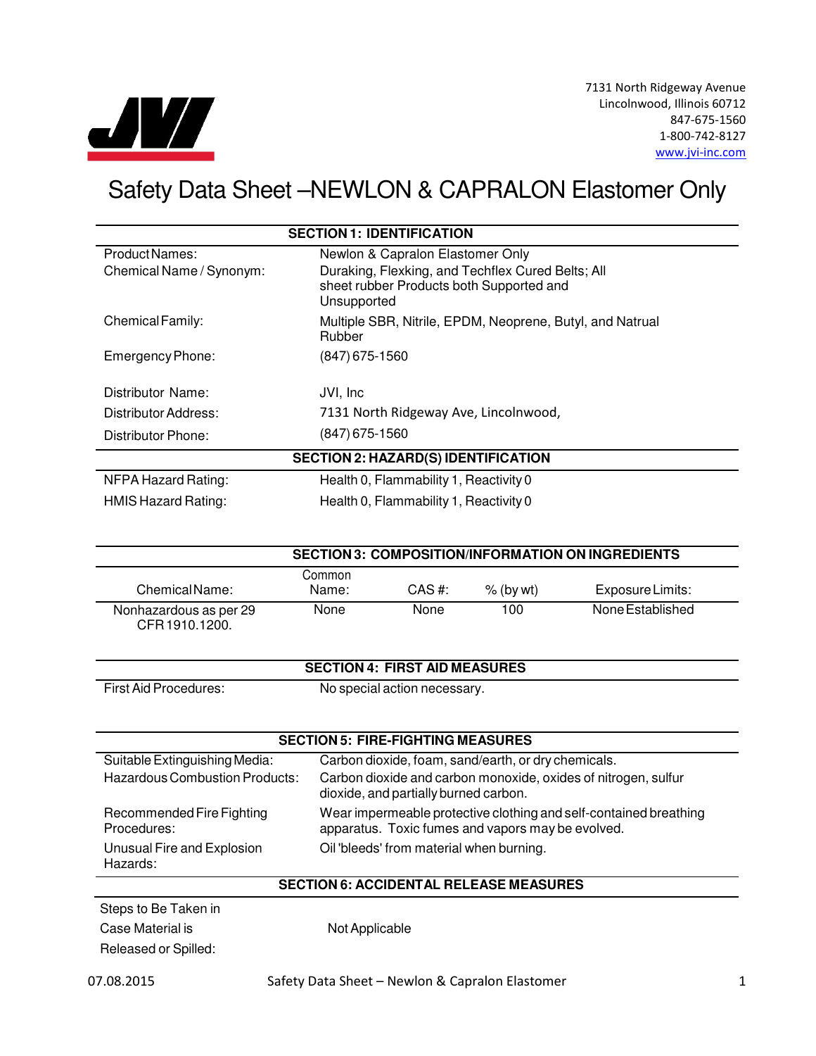7131 North Ridgeway Avenue
Lincolnwood, Illinois 60712
847-675-1560
1-800-742-8127
www.jvi-inc.com

# Safety Data Sheet –NEWLON & CAPRALON Elastomer Only

## SECTION 1: IDENTIFICATION

| | |
|---|---|
| Product Names: | Newlon & Capralon Elastomer Only |
| Chemical Name / Synonym: | Duraking, Flexking, and Techflex Cured Belts; All sheet rubber Products both Supported and Unsupported |
| Chemical Family: | Multiple SBR, Nitrile, EPDM, Neoprene, Butyl, and Natrual Rubber |
| Emergency Phone: | (847) 675-1560 |
| Distributor Name: | JVI, Inc |
| Distributor Address: | 7131 North Ridgeway Ave, Lincolnwood, |
| Distributor Phone: | (847) 675-1560 |

## SECTION 2: HAZARD(S) IDENTIFICATION

| | |
|---|---|
| NFPA Hazard Rating: | Health 0, Flammability 1, Reactivity 0 |
| HMIS Hazard Rating: | Health 0, Flammability 1, Reactivity 0 |

## SECTION 3: COMPOSITION/INFORMATION ON INGREDIENTS

| Chemical Name: | Common Name: | CAS #: | % (by wt) | Exposure Limits: |
|---|---|---|---|---|
| Nonhazardous as per 29 CFR 1910.1200. | None | None | 100 | None Established |

## SECTION 4: FIRST AID MEASURES

| | |
|---|---|
| First Aid Procedures: | No special action necessary. |

## SECTION 5: FIRE-FIGHTING MEASURES

| | |
|---|---|
| Suitable Extinguishing Media: | Carbon dioxide, foam, sand/earth, or dry chemicals. |
| Hazardous Combustion Products: | Carbon dioxide and carbon monoxide, oxides of nitrogen, sulfur dioxide, and partially burned carbon. |
| Recommended Fire Fighting Procedures: | Wear impermeable protective clothing and self-contained breathing apparatus. Toxic fumes and vapors may be evolved. |
| Unusual Fire and Explosion Hazards: | Oil 'bleeds' from material when burning. |

## SECTION 6: ACCIDENTAL RELEASE MEASURES

| | |
|---|---|
| Steps to Be Taken in Case Material is Released or Spilled: | Not Applicable |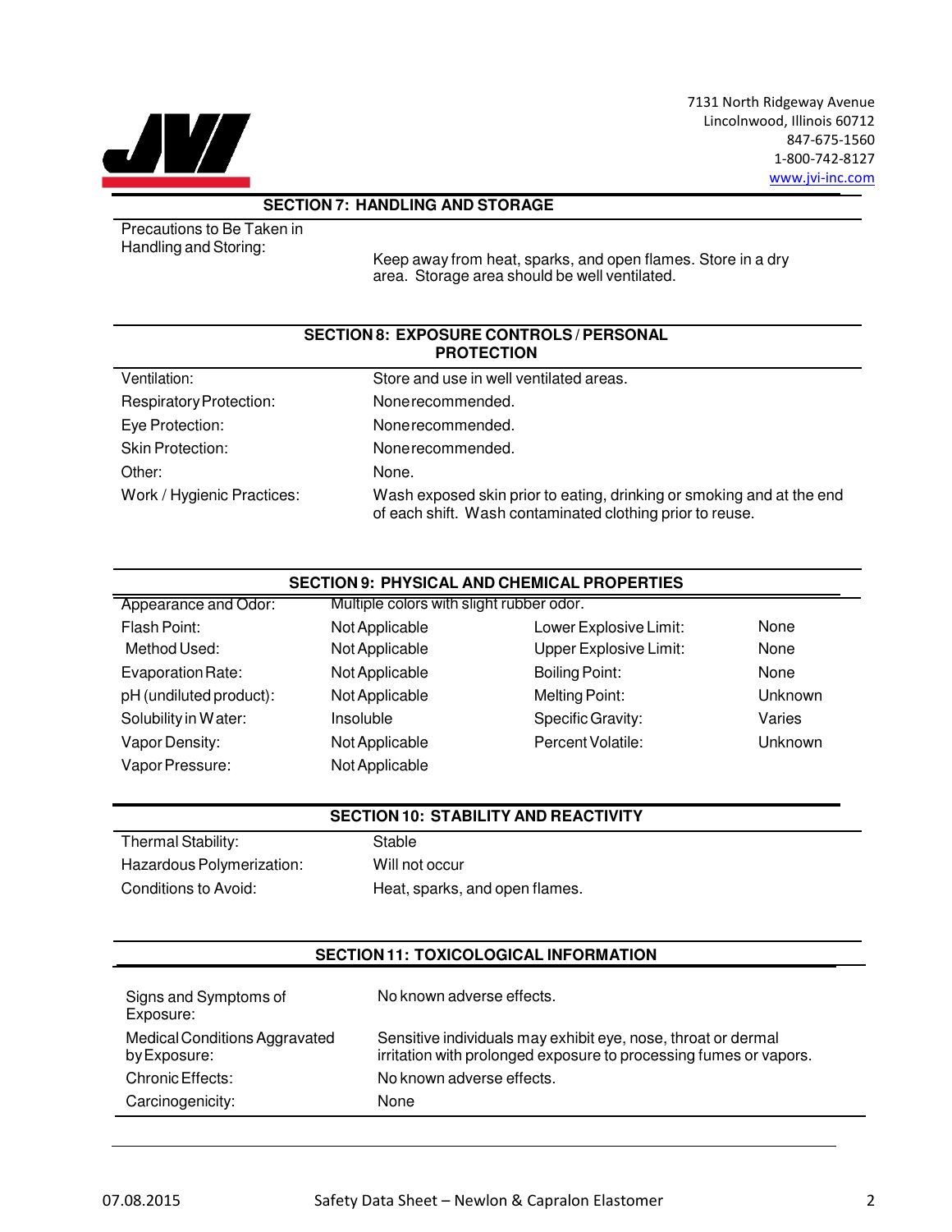## SECTION 7: HANDLING AND STORAGE

| | |
|---|---|
| Precautions to Be Taken in Handling and Storing: | Keep away from heat, sparks, and open flames. Store in a dry area. Storage area should be well ventilated. |

## SECTION 8: EXPOSURE CONTROLS / PERSONAL PROTECTION

| | |
|---|---|
| Ventilation: | Store and use in well ventilated areas. |
| Respiratory Protection: | None recommended. |
| Eye Protection: | None recommended. |
| Skin Protection: | None recommended. |
| Other: | None. |
| Work / Hygienic Practices: | Wash exposed skin prior to eating, drinking or smoking and at the end of each shift. Wash contaminated clothing prior to reuse. |

## SECTION 9: PHYSICAL AND CHEMICAL PROPERTIES

Appearance and Odor: Multiple colors with slight rubber odor.

| | | | |
|---|---|---|---|
| Flash Point: | Not Applicable | Lower Explosive Limit: | None |
| Method Used: | Not Applicable | Upper Explosive Limit: | None |
| Evaporation Rate: | Not Applicable | Boiling Point: | None |
| pH (undiluted product): | Not Applicable | Melting Point: | Unknown |
| Solubility in Water: | Insoluble | Specific Gravity: | Varies |
| Vapor Density: | Not Applicable | Percent Volatile: | Unknown |
| Vapor Pressure: | Not Applicable | | |

## SECTION 10: STABILITY AND REACTIVITY

| | |
|---|---|
| Thermal Stability: | Stable |
| Hazardous Polymerization: | Will not occur |
| Conditions to Avoid: | Heat, sparks, and open flames. |

## SECTION 11: TOXICOLOGICAL INFORMATION

| | |
|---|---|
| Signs and Symptoms of Exposure: | No known adverse effects. |
| Medical Conditions Aggravated by Exposure: | Sensitive individuals may exhibit eye, nose, throat or dermal irritation with prolonged exposure to processing fumes or vapors. |
| Chronic Effects: | No known adverse effects. |
| Carcinogenicity: | None |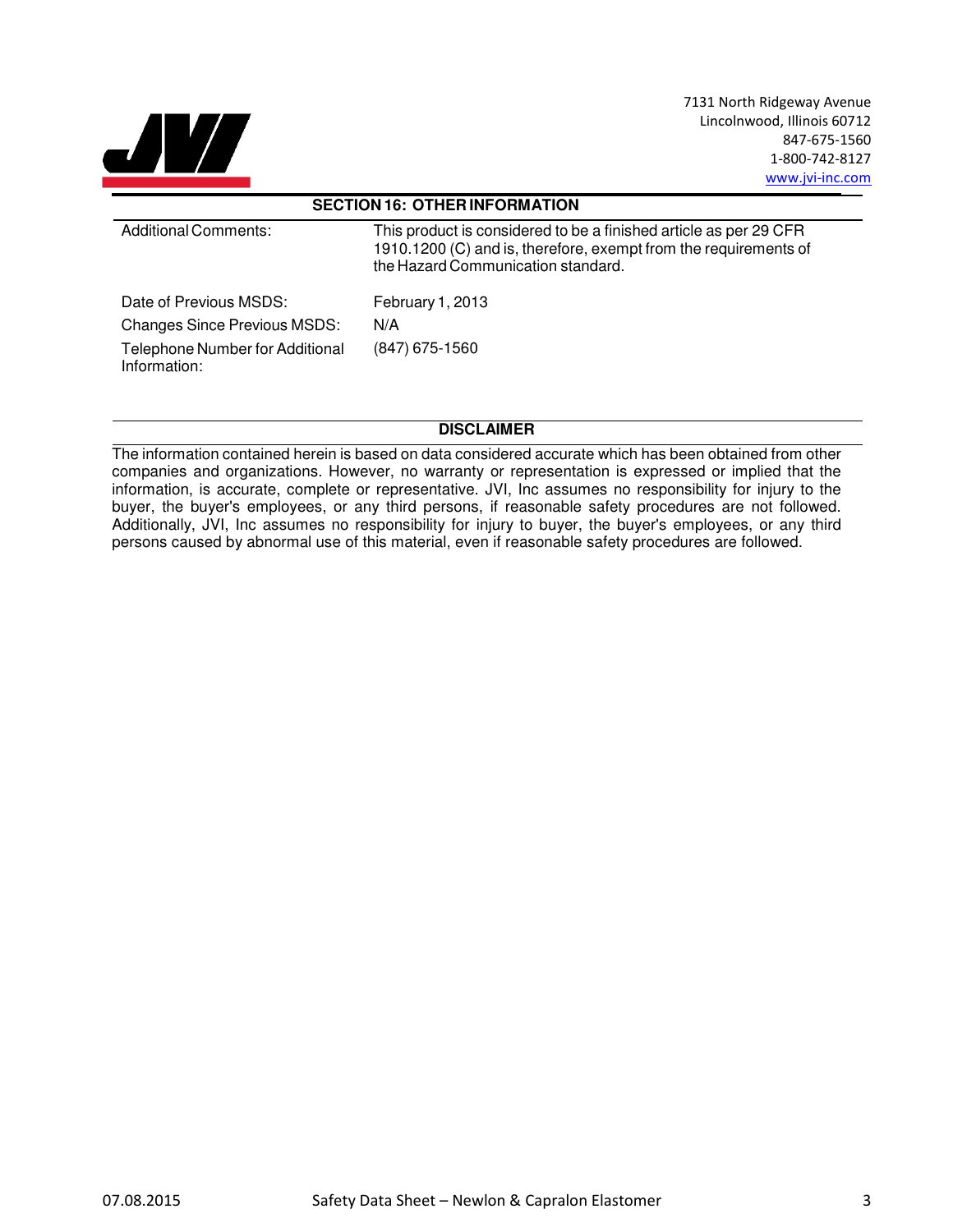## SECTION 16: OTHER INFORMATION

| | |
|---|---|
| Additional Comments: | This product is considered to be a finished article as per 29 CFR 1910.1200 (C) and is, therefore, exempt from the requirements of the Hazard Communication standard. |
| Date of Previous MSDS: | February 1, 2013 |
| Changes Since Previous MSDS: | N/A |
| Telephone Number for Additional Information: | (847) 675-1560 |

## DISCLAIMER

The information contained herein is based on data considered accurate which has been obtained from other companies and organizations. However, no warranty or representation is expressed or implied that the information, is accurate, complete or representative. JVI, Inc assumes no responsibility for injury to the buyer, the buyer's employees, or any third persons, if reasonable safety procedures are not followed. Additionally, JVI, Inc assumes no responsibility for injury to buyer, the buyer's employees, or any third persons caused by abnormal use of this material, even if reasonable safety procedures are followed.